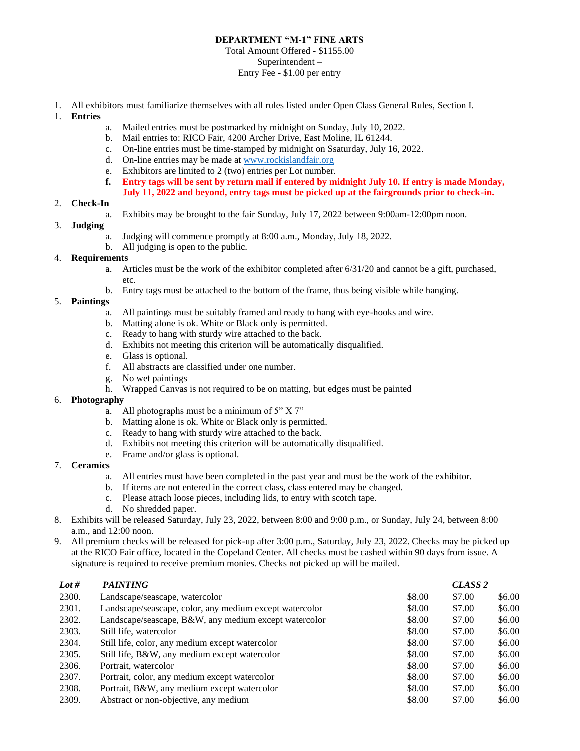**DEPARTMENT "M-1" FINE ARTS**
Total Amount Offered - $1155.00
Superintendent –
Entry Fee - $1.00 per entry

1. All exhibitors must familiarize themselves with all rules listed under Open Class General Rules, Section I.
1. **Entries**
    a. Mailed entries must be postmarked by midnight on Sunday, July 10, 2022.
    b. Mail entries to: RICO Fair, 4200 Archer Drive, East Moline, IL 61244.
    c. On-line entries must be time-stamped by midnight on Ssaturday, July 16, 2022.
    d. On-line entries may be made at [www.rockislandfair.org](http://www.rockislandfair.org)
    e. Exhibitors are limited to 2 (two) entries per Lot number.
    **f. Entry tags will be sent by return mail if entered by midnight July 10. If entry is made Monday, July 11, 2022 and beyond, entry tags must be picked up at the fairgrounds prior to check-in.**
2. **Check-In**
    a. Exhibits may be brought to the fair Sunday, July 17, 2022 between 9:00am-12:00pm noon.
3. **Judging**
    a. Judging will commence promptly at 8:00 a.m., Monday, July 18, 2022.
    b. All judging is open to the public.
4. **Requirements**
    a. Articles must be the work of the exhibitor completed after 6/31/20 and cannot be a gift, purchased, etc.
    b. Entry tags must be attached to the bottom of the frame, thus being visible while hanging.
5. **Paintings**
    a. All paintings must be suitably framed and ready to hang with eye-hooks and wire.
    b. Matting alone is ok. White or Black only is permitted.
    c. Ready to hang with sturdy wire attached to the back.
    d. Exhibits not meeting this criterion will be automatically disqualified.
    e. Glass is optional.
    f. All abstracts are classified under one number.
    g. No wet paintings
    h. Wrapped Canvas is not required to be on matting, but edges must be painted
6. **Photography**
    a. All photographs must be a minimum of 5" X 7"
    b. Matting alone is ok. White or Black only is permitted.
    c. Ready to hang with sturdy wire attached to the back.
    d. Exhibits not meeting this criterion will be automatically disqualified.
    e. Frame and/or glass is optional.
7. **Ceramics**
    a. All entries must have been completed in the past year and must be the work of the exhibitor.
    b. If items are not entered in the correct class, class entered may be changed.
    c. Please attach loose pieces, including lids, to entry with scotch tape.
    d. No shredded paper.
8. Exhibits will be released Saturday, July 23, 2022, between 8:00 and 9:00 p.m., or Sunday, July 24, between 8:00 a.m., and 12:00 noon.
9. All premium checks will be released for pick-up after 3:00 p.m., Saturday, July 23, 2022. Checks may be picked up at the RICO Fair office, located in the Copeland Center. All checks must be cashed within 90 days from issue. A signature is required to receive premium monies. Checks not picked up will be mailed.

| *Lot #* | *PAINTING* | | *CLASS 2* | |
|---|---|---|---|---|
| 2300. | Landscape/seascape, watercolor | $8.00 | $7.00 | $6.00 |
| 2301. | Landscape/seascape, color, any medium except watercolor | $8.00 | $7.00 | $6.00 |
| 2302. | Landscape/seascape, B&W, any medium except watercolor | $8.00 | $7.00 | $6.00 |
| 2303. | Still life, watercolor | $8.00 | $7.00 | $6.00 |
| 2304. | Still life, color, any medium except watercolor | $8.00 | $7.00 | $6.00 |
| 2305. | Still life, B&W, any medium except watercolor | $8.00 | $7.00 | $6.00 |
| 2306. | Portrait, watercolor | $8.00 | $7.00 | $6.00 |
| 2307. | Portrait, color, any medium except watercolor | $8.00 | $7.00 | $6.00 |
| 2308. | Portrait, B&W, any medium except watercolor | $8.00 | $7.00 | $6.00 |
| 2309. | Abstract or non-objective, any medium | $8.00 | $7.00 | $6.00 |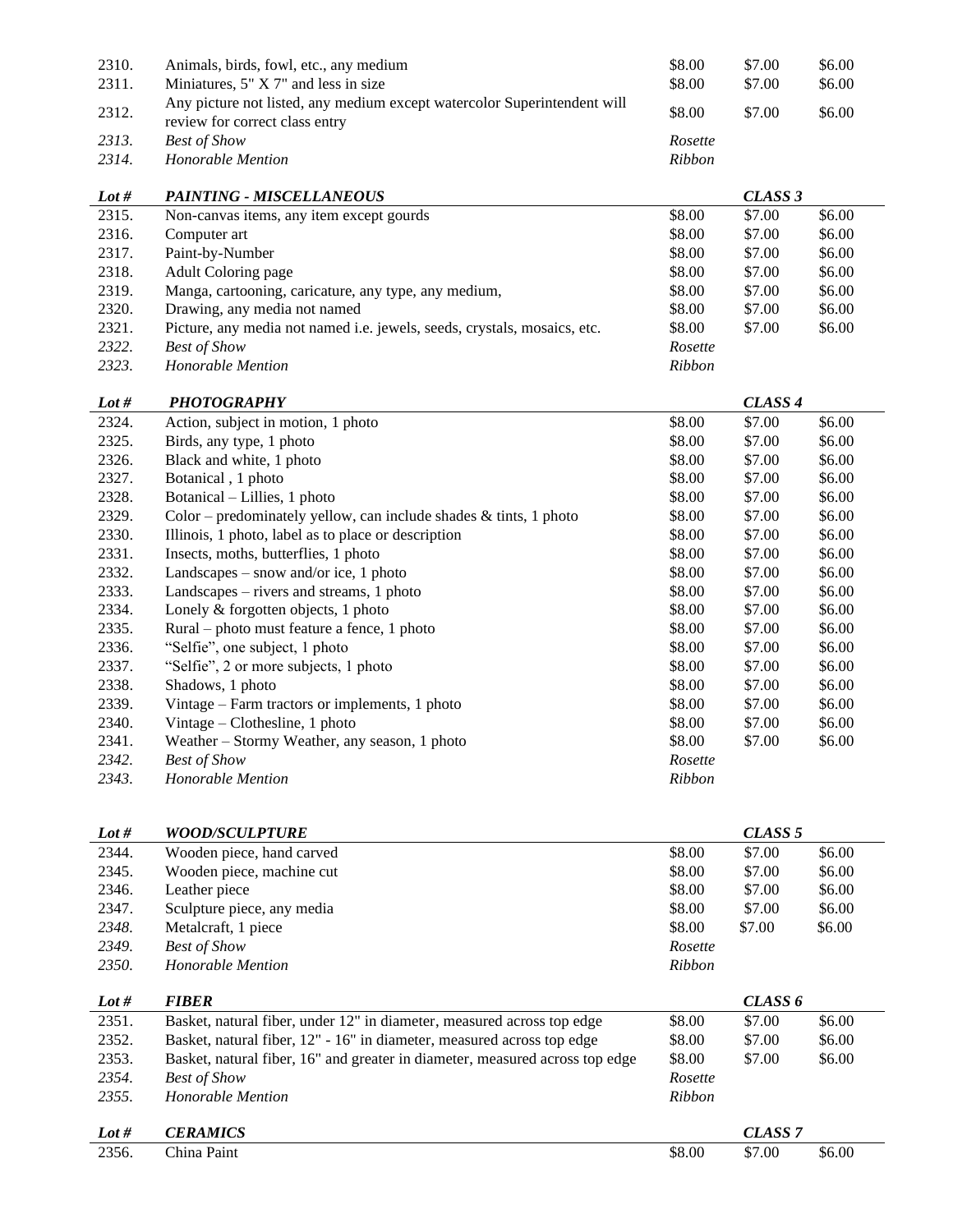| | | | | |
|---|---|---|---|---|
| 2310. | Animals, birds, fowl, etc., any medium | $8.00 | $7.00 | $6.00 |
| 2311. | Miniatures, 5" X 7" and less in size | $8.00 | $7.00 | $6.00 |
| 2312. | Any picture not listed, any medium except watercolor Superintendent will review for correct class entry | $8.00 | $7.00 | $6.00 |
| *2313.* | *Best of Show* | *Rosette* | | |
| *2314.* | *Honorable Mention* | *Ribbon* | | |

| ***Lot #*** | ***PAINTING - MISCELLANEOUS*** | | ***CLASS 3*** | |
|---|---|---|---|---|
| 2315. | Non-canvas items, any item except gourds | $8.00 | $7.00 | $6.00 |
| 2316. | Computer art | $8.00 | $7.00 | $6.00 |
| 2317. | Paint-by-Number | $8.00 | $7.00 | $6.00 |
| 2318. | Adult Coloring page | $8.00 | $7.00 | $6.00 |
| 2319. | Manga, cartooning, caricature, any type, any medium, | $8.00 | $7.00 | $6.00 |
| 2320. | Drawing, any media not named | $8.00 | $7.00 | $6.00 |
| 2321. | Picture, any media not named i.e. jewels, seeds, crystals, mosaics, etc. | $8.00 | $7.00 | $6.00 |
| *2322.* | *Best of Show* | *Rosette* | | |
| *2323.* | *Honorable Mention* | *Ribbon* | | |

| ***Lot #*** | ***PHOTOGRAPHY*** | | ***CLASS 4*** | |
|---|---|---|---|---|
| 2324. | Action, subject in motion, 1 photo | $8.00 | $7.00 | $6.00 |
| 2325. | Birds, any type, 1 photo | $8.00 | $7.00 | $6.00 |
| 2326. | Black and white, 1 photo | $8.00 | $7.00 | $6.00 |
| 2327. | Botanical , 1 photo | $8.00 | $7.00 | $6.00 |
| 2328. | Botanical – Lillies, 1 photo | $8.00 | $7.00 | $6.00 |
| 2329. | Color – predominately yellow, can include shades & tints, 1 photo | $8.00 | $7.00 | $6.00 |
| 2330. | Illinois, 1 photo, label as to place or description | $8.00 | $7.00 | $6.00 |
| 2331. | Insects, moths, butterflies, 1 photo | $8.00 | $7.00 | $6.00 |
| 2332. | Landscapes – snow and/or ice, 1 photo | $8.00 | $7.00 | $6.00 |
| 2333. | Landscapes – rivers and streams, 1 photo | $8.00 | $7.00 | $6.00 |
| 2334. | Lonely & forgotten objects, 1 photo | $8.00 | $7.00 | $6.00 |
| 2335. | Rural – photo must feature a fence, 1 photo | $8.00 | $7.00 | $6.00 |
| 2336. | "Selfie", one subject, 1 photo | $8.00 | $7.00 | $6.00 |
| 2337. | "Selfie", 2 or more subjects, 1 photo | $8.00 | $7.00 | $6.00 |
| 2338. | Shadows, 1 photo | $8.00 | $7.00 | $6.00 |
| 2339. | Vintage – Farm tractors or implements, 1 photo | $8.00 | $7.00 | $6.00 |
| 2340. | Vintage – Clothesline, 1 photo | $8.00 | $7.00 | $6.00 |
| 2341. | Weather – Stormy Weather, any season, 1 photo | $8.00 | $7.00 | $6.00 |
| *2342.* | *Best of Show* | *Rosette* | | |
| *2343.* | *Honorable Mention* | *Ribbon* | | |

| ***Lot #*** | ***WOOD/SCULPTURE*** | | ***CLASS 5*** | |
|---|---|---|---|---|
| 2344. | Wooden piece, hand carved | $8.00 | $7.00 | $6.00 |
| 2345. | Wooden piece, machine cut | $8.00 | $7.00 | $6.00 |
| 2346. | Leather piece | $8.00 | $7.00 | $6.00 |
| 2347. | Sculpture piece, any media | $8.00 | $7.00 | $6.00 |
| *2348.* | Metalcraft, 1 piece | $8.00 | $7.00 | $6.00 |
| *2349.* | *Best of Show* | *Rosette* | | |
| *2350.* | *Honorable Mention* | *Ribbon* | | |

| ***Lot #*** | ***FIBER*** | | ***CLASS 6*** | |
|---|---|---|---|---|
| 2351. | Basket, natural fiber, under 12" in diameter, measured across top edge | $8.00 | $7.00 | $6.00 |
| 2352. | Basket, natural fiber, 12" - 16" in diameter, measured across top edge | $8.00 | $7.00 | $6.00 |
| 2353. | Basket, natural fiber, 16" and greater in diameter, measured across top edge | $8.00 | $7.00 | $6.00 |
| *2354.* | *Best of Show* | *Rosette* | | |
| *2355.* | *Honorable Mention* | *Ribbon* | | |

| ***Lot #*** | ***CERAMICS*** | | ***CLASS 7*** | |
|---|---|---|---|---|
| 2356. | China Paint | $8.00 | $7.00 | $6.00 |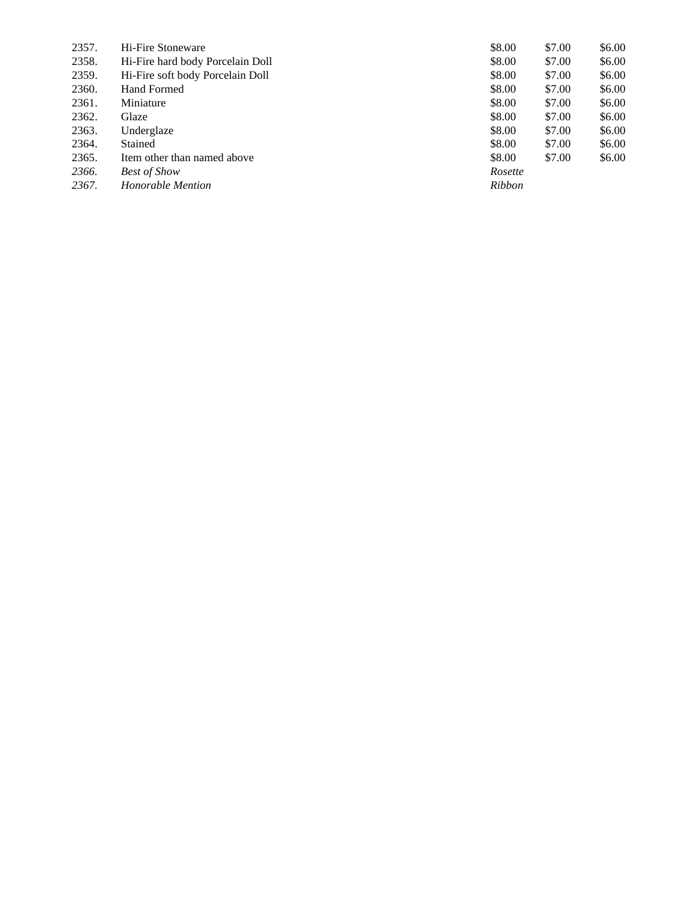| | | | | |
|---|---|---|---|---|
| 2357. | Hi-Fire Stoneware | $8.00 | $7.00 | $6.00 |
| 2358. | Hi-Fire hard body Porcelain Doll | $8.00 | $7.00 | $6.00 |
| 2359. | Hi-Fire soft body Porcelain Doll | $8.00 | $7.00 | $6.00 |
| 2360. | Hand Formed | $8.00 | $7.00 | $6.00 |
| 2361. | Miniature | $8.00 | $7.00 | $6.00 |
| 2362. | Glaze | $8.00 | $7.00 | $6.00 |
| 2363. | Underglaze | $8.00 | $7.00 | $6.00 |
| 2364. | Stained | $8.00 | $7.00 | $6.00 |
| 2365. | Item other than named above | $8.00 | $7.00 | $6.00 |
| *2366.* | *Best of Show* | *Rosette* | | |
| *2367.* | *Honorable Mention* | *Ribbon* | | |